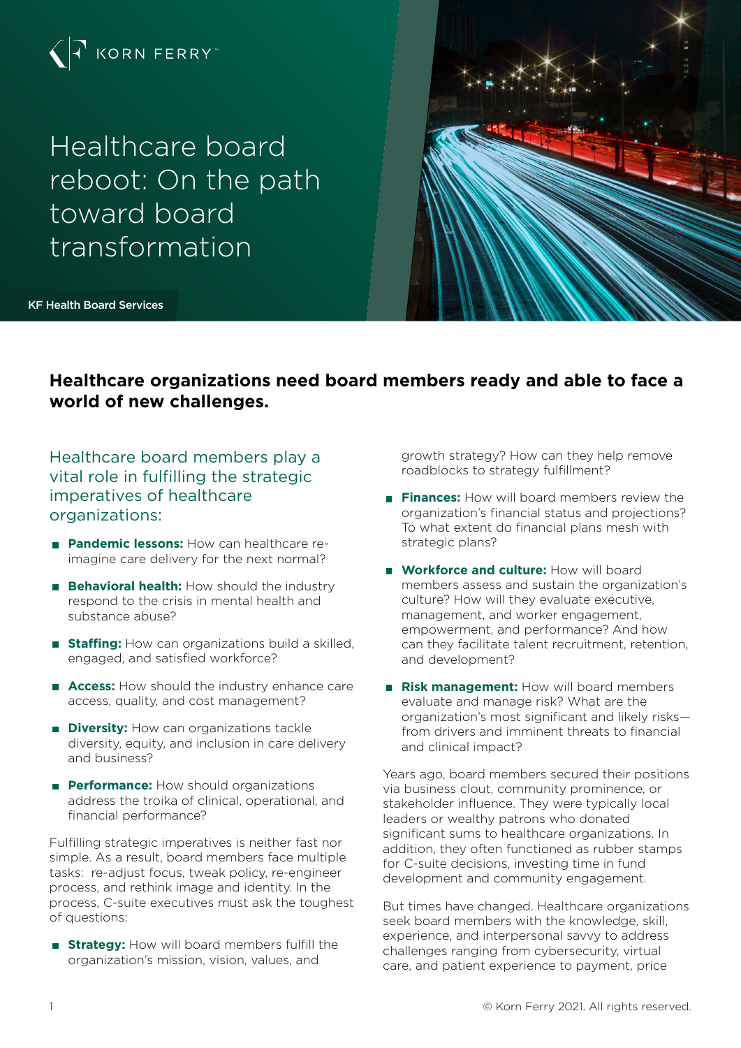KORN FERRY

# Healthcare board reboot: On the path toward board transformation

KF Health Board Services

## Healthcare organizations need board members ready and able to face a world of new challenges.

### Healthcare board members play a vital role in fulfilling the strategic imperatives of healthcare organizations:

- **Pandemic lessons:** How can healthcare re-imagine care delivery for the next normal?
- **Behavioral health:** How should the industry respond to the crisis in mental health and substance abuse?
- **Staffing:** How can organizations build a skilled, engaged, and satisfied workforce?
- **Access:** How should the industry enhance care access, quality, and cost management?
- **Diversity:** How can organizations tackle diversity, equity, and inclusion in care delivery and business?
- **Performance:** How should organizations address the troika of clinical, operational, and financial performance?

Fulfilling strategic imperatives is neither fast nor simple. As a result, board members face multiple tasks: re-adjust focus, tweak policy, re-engineer process, and rethink image and identity. In the process, C-suite executives must ask the toughest of questions:

- **Strategy:** How will board members fulfill the organization's mission, vision, values, and growth strategy? How can they help remove roadblocks to strategy fulfillment?
- **Finances:** How will board members review the organization's financial status and projections? To what extent do financial plans mesh with strategic plans?
- **Workforce and culture:** How will board members assess and sustain the organization's culture? How will they evaluate executive, management, and worker engagement, empowerment, and performance? And how can they facilitate talent recruitment, retention, and development?
- **Risk management:** How will board members evaluate and manage risk? What are the organization's most significant and likely risks—from drivers and imminent threats to financial and clinical impact?

Years ago, board members secured their positions via business clout, community prominence, or stakeholder influence. They were typically local leaders or wealthy patrons who donated significant sums to healthcare organizations. In addition, they often functioned as rubber stamps for C-suite decisions, investing time in fund development and community engagement.

But times have changed. Healthcare organizations seek board members with the knowledge, skill, experience, and interpersonal savvy to address challenges ranging from cybersecurity, virtual care, and patient experience to payment, price

© Korn Ferry 2021. All rights reserved.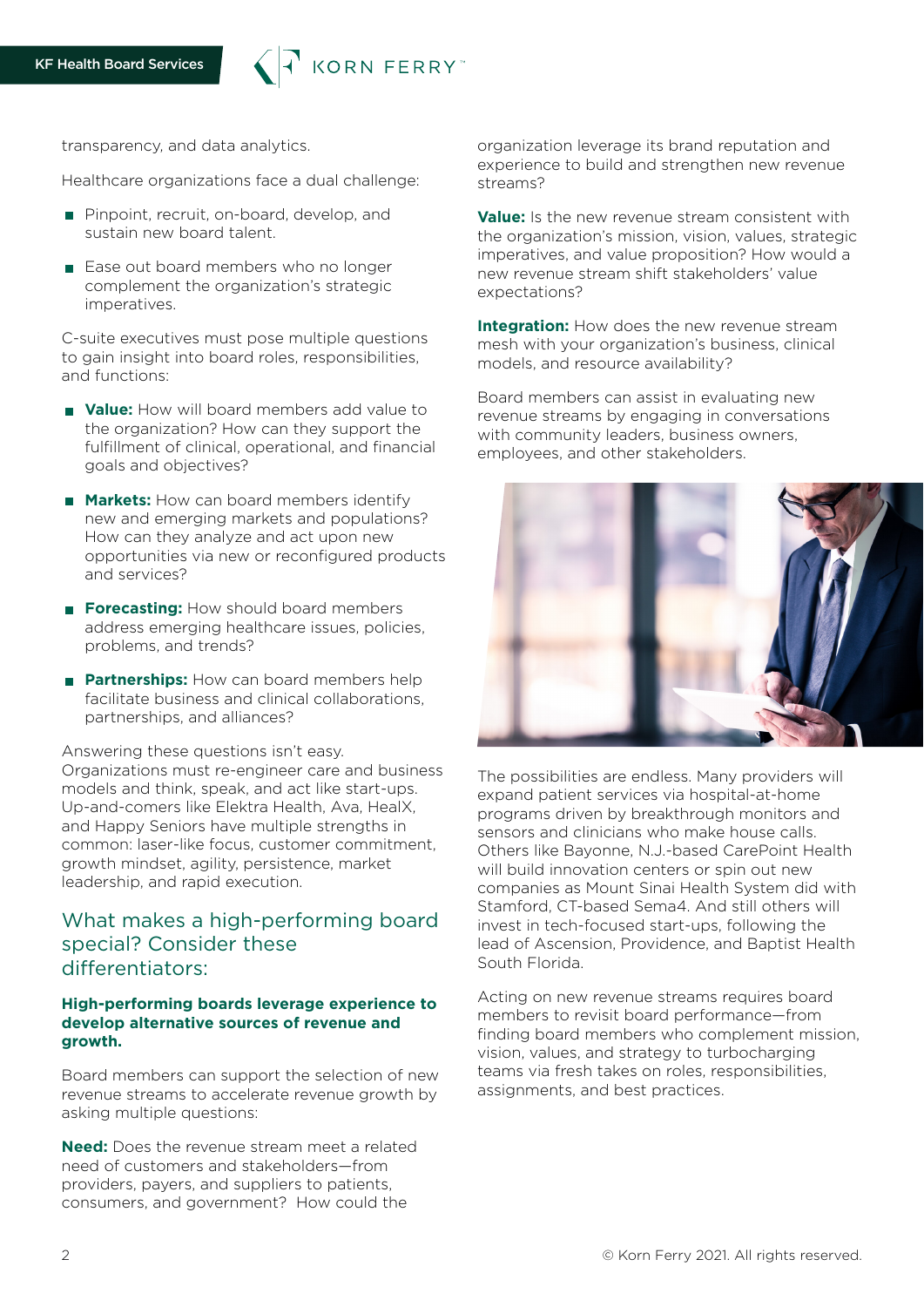transparency, and data analytics.

Healthcare organizations face a dual challenge:

- Pinpoint, recruit, on-board, develop, and sustain new board talent.
- Ease out board members who no longer complement the organization's strategic imperatives.

C-suite executives must pose multiple questions to gain insight into board roles, responsibilities, and functions:

- **Value:** How will board members add value to the organization? How can they support the fulfillment of clinical, operational, and financial goals and objectives?
- **Markets:** How can board members identify new and emerging markets and populations? How can they analyze and act upon new opportunities via new or reconfigured products and services?
- **Forecasting:** How should board members address emerging healthcare issues, policies, problems, and trends?
- **Partnerships:** How can board members help facilitate business and clinical collaborations, partnerships, and alliances?

Answering these questions isn't easy. Organizations must re-engineer care and business models and think, speak, and act like start-ups. Up-and-comers like Elektra Health, Ava, HealX, and Happy Seniors have multiple strengths in common: laser-like focus, customer commitment, growth mindset, agility, persistence, market leadership, and rapid execution.

## What makes a high-performing board special? Consider these differentiators:

### High-performing boards leverage experience to develop alternative sources of revenue and growth.

Board members can support the selection of new revenue streams to accelerate revenue growth by asking multiple questions:

**Need:** Does the revenue stream meet a related need of customers and stakeholders—from providers, payers, and suppliers to patients, consumers, and government? How could the organization leverage its brand reputation and experience to build and strengthen new revenue streams?

**Value:** Is the new revenue stream consistent with the organization's mission, vision, values, strategic imperatives, and value proposition? How would a new revenue stream shift stakeholders' value expectations?

**Integration:** How does the new revenue stream mesh with your organization's business, clinical models, and resource availability?

Board members can assist in evaluating new revenue streams by engaging in conversations with community leaders, business owners, employees, and other stakeholders.

The possibilities are endless. Many providers will expand patient services via hospital-at-home programs driven by breakthrough monitors and sensors and clinicians who make house calls. Others like Bayonne, N.J.-based CarePoint Health will build innovation centers or spin out new companies as Mount Sinai Health System did with Stamford, CT-based Sema4. And still others will invest in tech-focused start-ups, following the lead of Ascension, Providence, and Baptist Health South Florida.

Acting on new revenue streams requires board members to revisit board performance—from finding board members who complement mission, vision, values, and strategy to turbocharging teams via fresh takes on roles, responsibilities, assignments, and best practices.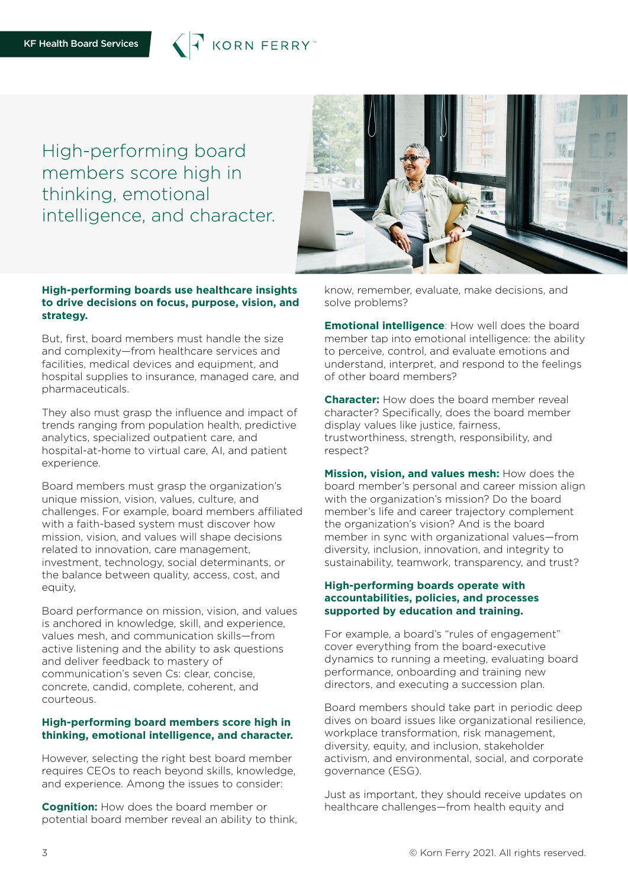# High-performing board members score high in thinking, emotional intelligence, and character.

**High-performing boards use healthcare insights to drive decisions on focus, purpose, vision, and strategy.**

But, first, board members must handle the size and complexity—from healthcare services and facilities, medical devices and equipment, and hospital supplies to insurance, managed care, and pharmaceuticals.

They also must grasp the influence and impact of trends ranging from population health, predictive analytics, specialized outpatient care, and hospital-at-home to virtual care, AI, and patient experience.

Board members must grasp the organization's unique mission, vision, values, culture, and challenges. For example, board members affiliated with a faith-based system must discover how mission, vision, and values will shape decisions related to innovation, care management, investment, technology, social determinants, or the balance between quality, access, cost, and equity,

Board performance on mission, vision, and values is anchored in knowledge, skill, and experience, values mesh, and communication skills—from active listening and the ability to ask questions and deliver feedback to mastery of communication's seven Cs: clear, concise, concrete, candid, complete, coherent, and courteous.

**High-performing board members score high in thinking, emotional intelligence, and character.**

However, selecting the right best board member requires CEOs to reach beyond skills, knowledge, and experience. Among the issues to consider:

**Cognition:** How does the board member or potential board member reveal an ability to think, know, remember, evaluate, make decisions, and solve problems?

**Emotional intelligence**: How well does the board member tap into emotional intelligence: the ability to perceive, control, and evaluate emotions and understand, interpret, and respond to the feelings of other board members?

**Character:** How does the board member reveal character? Specifically, does the board member display values like justice, fairness, trustworthiness, strength, responsibility, and respect?

**Mission, vision, and values mesh:** How does the board member's personal and career mission align with the organization's mission? Do the board member's life and career trajectory complement the organization's vision? And is the board member in sync with organizational values—from diversity, inclusion, innovation, and integrity to sustainability, teamwork, transparency, and trust?

**High-performing boards operate with accountabilities, policies, and processes supported by education and training.**

For example, a board's "rules of engagement" cover everything from the board-executive dynamics to running a meeting, evaluating board performance, onboarding and training new directors, and executing a succession plan.

Board members should take part in periodic deep dives on board issues like organizational resilience, workplace transformation, risk management, diversity, equity, and inclusion, stakeholder activism, and environmental, social, and corporate governance (ESG).

Just as important, they should receive updates on healthcare challenges—from health equity and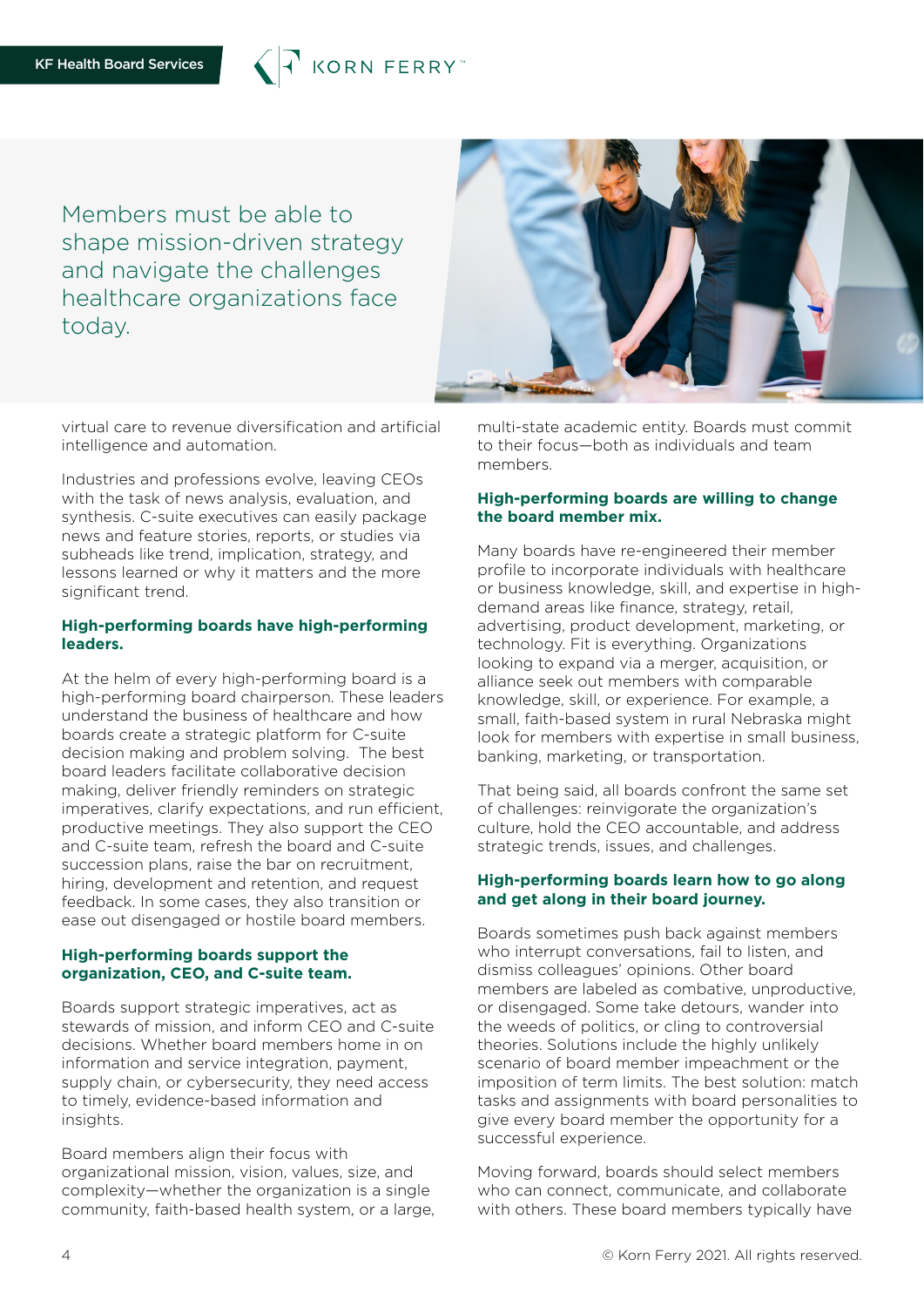Members must be able to shape mission-driven strategy and navigate the challenges healthcare organizations face today.

virtual care to revenue diversification and artificial intelligence and automation.

Industries and professions evolve, leaving CEOs with the task of news analysis, evaluation, and synthesis. C-suite executives can easily package news and feature stories, reports, or studies via subheads like trend, implication, strategy, and lessons learned or why it matters and the more significant trend.

**High-performing boards have high-performing leaders.**

At the helm of every high-performing board is a high-performing board chairperson. These leaders understand the business of healthcare and how boards create a strategic platform for C-suite decision making and problem solving. The best board leaders facilitate collaborative decision making, deliver friendly reminders on strategic imperatives, clarify expectations, and run efficient, productive meetings. They also support the CEO and C-suite team, refresh the board and C-suite succession plans, raise the bar on recruitment, hiring, development and retention, and request feedback. In some cases, they also transition or ease out disengaged or hostile board members.

**High-performing boards support the organization, CEO, and C-suite team.**

Boards support strategic imperatives, act as stewards of mission, and inform CEO and C-suite decisions. Whether board members home in on information and service integration, payment, supply chain, or cybersecurity, they need access to timely, evidence-based information and insights.

Board members align their focus with organizational mission, vision, values, size, and complexity—whether the organization is a single community, faith-based health system, or a large, multi-state academic entity. Boards must commit to their focus—both as individuals and team members.

**High-performing boards are willing to change the board member mix.**

Many boards have re-engineered their member profile to incorporate individuals with healthcare or business knowledge, skill, and expertise in high-demand areas like finance, strategy, retail, advertising, product development, marketing, or technology. Fit is everything. Organizations looking to expand via a merger, acquisition, or alliance seek out members with comparable knowledge, skill, or experience. For example, a small, faith-based system in rural Nebraska might look for members with expertise in small business, banking, marketing, or transportation.

That being said, all boards confront the same set of challenges: reinvigorate the organization's culture, hold the CEO accountable, and address strategic trends, issues, and challenges.

**High-performing boards learn how to go along and get along in their board journey.**

Boards sometimes push back against members who interrupt conversations, fail to listen, and dismiss colleagues' opinions. Other board members are labeled as combative, unproductive, or disengaged. Some take detours, wander into the weeds of politics, or cling to controversial theories. Solutions include the highly unlikely scenario of board member impeachment or the imposition of term limits. The best solution: match tasks and assignments with board personalities to give every board member the opportunity for a successful experience.

Moving forward, boards should select members who can connect, communicate, and collaborate with others. These board members typically have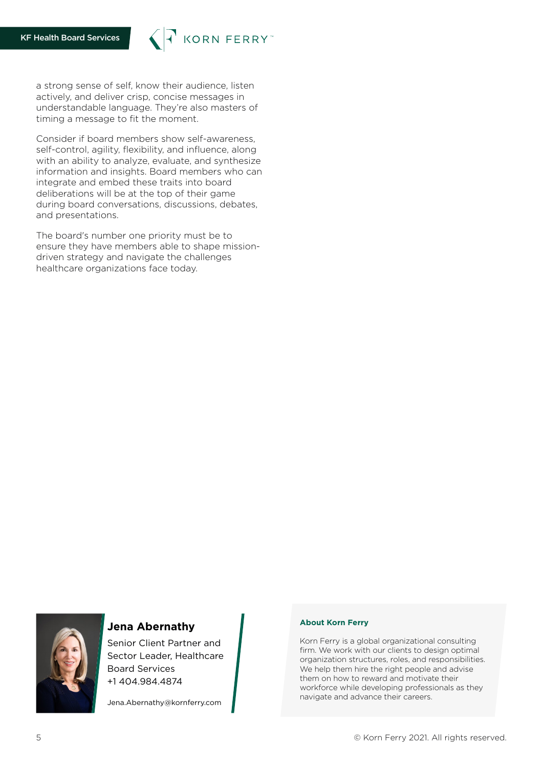a strong sense of self, know their audience, listen actively, and deliver crisp, concise messages in understandable language. They're also masters of timing a message to fit the moment.

Consider if board members show self-awareness, self-control, agility, flexibility, and influence, along with an ability to analyze, evaluate, and synthesize information and insights. Board members who can integrate and embed these traits into board deliberations will be at the top of their game during board conversations, discussions, debates, and presentations.

The board's number one priority must be to ensure they have members able to shape mission-driven strategy and navigate the challenges healthcare organizations face today.

**Jena Abernathy**
Senior Client Partner and Sector Leader, Healthcare Board Services
+1 404.984.4874

Jena.Abernathy@kornferry.com

**About Korn Ferry**

Korn Ferry is a global organizational consulting firm. We work with our clients to design optimal organization structures, roles, and responsibilities. We help them hire the right people and advise them on how to reward and motivate their workforce while developing professionals as they navigate and advance their careers.

© Korn Ferry 2021. All rights reserved.